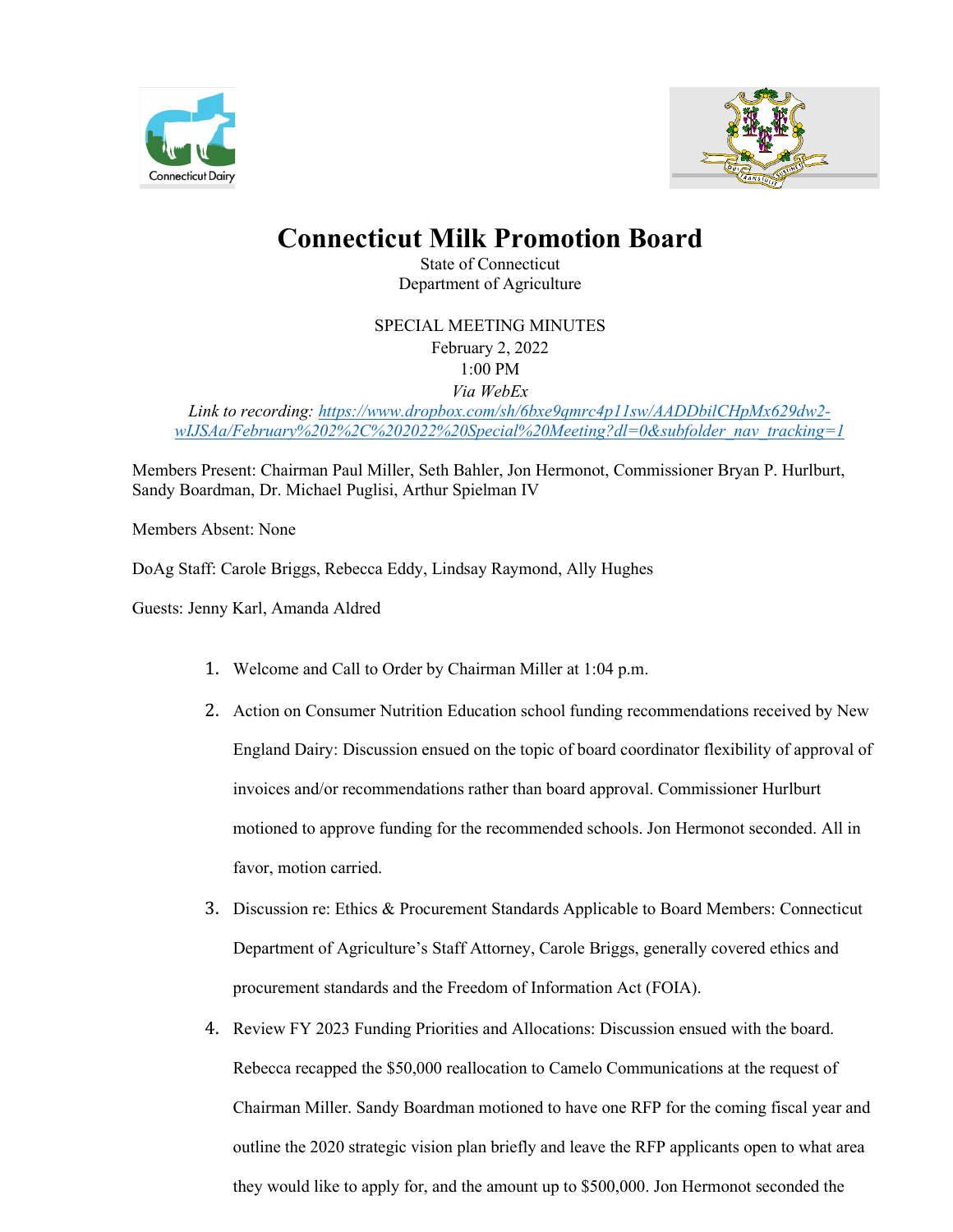# Connecticut Milk Promotion Board

State of Connecticut
Department of Agriculture

SPECIAL MEETING MINUTES
February 2, 2022
1:00 PM
*Via WebEx*
*Link to recording: [https://www.dropbox.com/sh/6bxe9qmrc4p11sw/AADDbilCHpMx629dw2-wIJSAa/February%202%2C%202022%20Special%20Meeting?dl=0&subfolder_nav_tracking=1](https://www.dropbox.com/sh/6bxe9qmrc4p11sw/AADDbilCHpMx629dw2-wIJSAa/February%202%2C%202022%20Special%20Meeting?dl=0&subfolder_nav_tracking=1)*

Members Present: Chairman Paul Miller, Seth Bahler, Jon Hermonot, Commissioner Bryan P. Hurlburt, Sandy Boardman, Dr. Michael Puglisi, Arthur Spielman IV

Members Absent: None

DoAg Staff: Carole Briggs, Rebecca Eddy, Lindsay Raymond, Ally Hughes

Guests: Jenny Karl, Amanda Aldred

1. Welcome and Call to Order by Chairman Miller at 1:04 p.m.

2. Action on Consumer Nutrition Education school funding recommendations received by New England Dairy: Discussion ensued on the topic of board coordinator flexibility of approval of invoices and/or recommendations rather than board approval. Commissioner Hurlburt motioned to approve funding for the recommended schools. Jon Hermonot seconded. All in favor, motion carried.

3. Discussion re: Ethics & Procurement Standards Applicable to Board Members: Connecticut Department of Agriculture's Staff Attorney, Carole Briggs, generally covered ethics and procurement standards and the Freedom of Information Act (FOIA).

4. Review FY 2023 Funding Priorities and Allocations: Discussion ensued with the board. Rebecca recapped the $50,000 reallocation to Camelo Communications at the request of Chairman Miller. Sandy Boardman motioned to have one RFP for the coming fiscal year and outline the 2020 strategic vision plan briefly and leave the RFP applicants open to what area they would like to apply for, and the amount up to $500,000. Jon Hermonot seconded the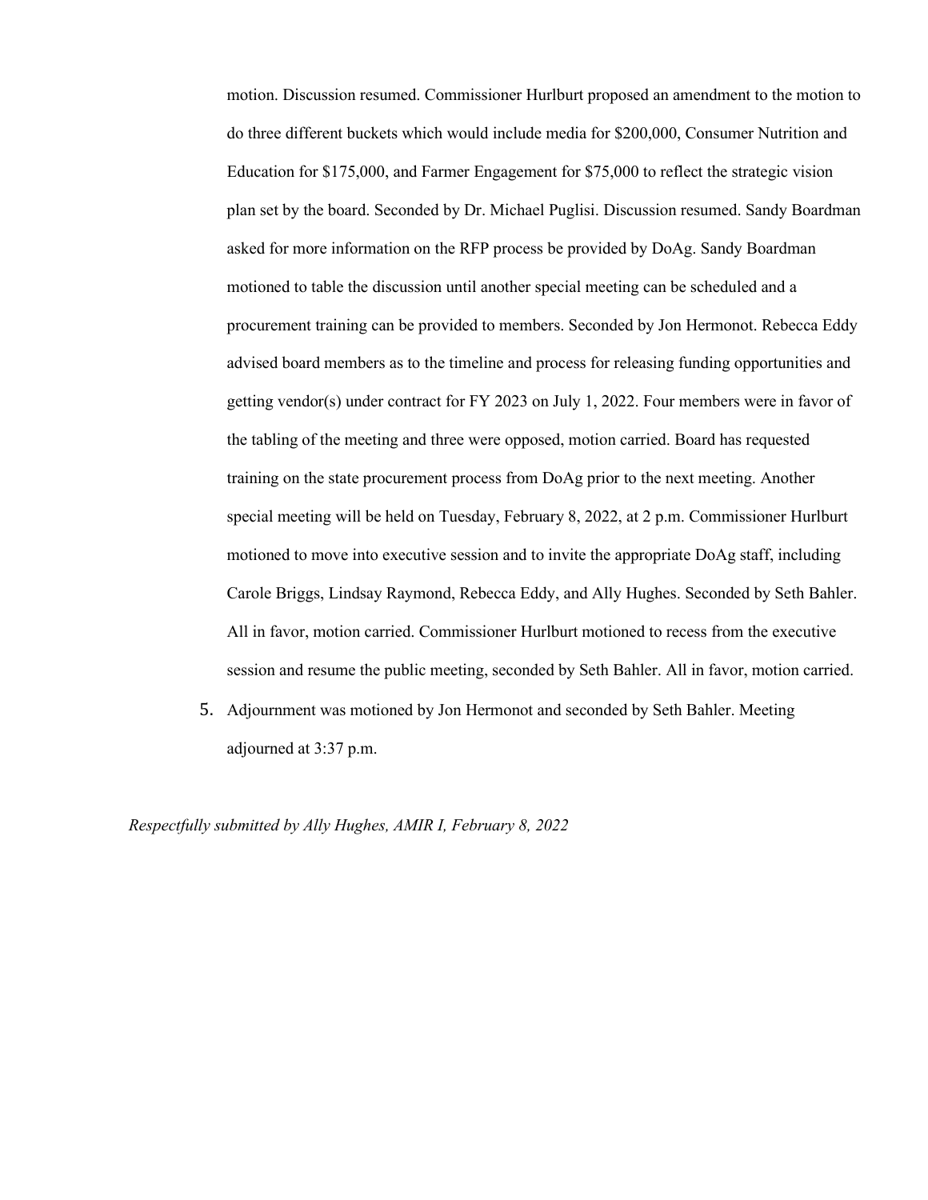motion. Discussion resumed. Commissioner Hurlburt proposed an amendment to the motion to do three different buckets which would include media for $200,000, Consumer Nutrition and Education for $175,000, and Farmer Engagement for $75,000 to reflect the strategic vision plan set by the board. Seconded by Dr. Michael Puglisi. Discussion resumed. Sandy Boardman asked for more information on the RFP process be provided by DoAg. Sandy Boardman motioned to table the discussion until another special meeting can be scheduled and a procurement training can be provided to members. Seconded by Jon Hermonot. Rebecca Eddy advised board members as to the timeline and process for releasing funding opportunities and getting vendor(s) under contract for FY 2023 on July 1, 2022. Four members were in favor of the tabling of the meeting and three were opposed, motion carried. Board has requested training on the state procurement process from DoAg prior to the next meeting. Another special meeting will be held on Tuesday, February 8, 2022, at 2 p.m. Commissioner Hurlburt motioned to move into executive session and to invite the appropriate DoAg staff, including Carole Briggs, Lindsay Raymond, Rebecca Eddy, and Ally Hughes. Seconded by Seth Bahler. All in favor, motion carried. Commissioner Hurlburt motioned to recess from the executive session and resume the public meeting, seconded by Seth Bahler. All in favor, motion carried.

5. Adjournment was motioned by Jon Hermonot and seconded by Seth Bahler. Meeting adjourned at 3:37 p.m.

*Respectfully submitted by Ally Hughes, AMIR I, February 8, 2022*